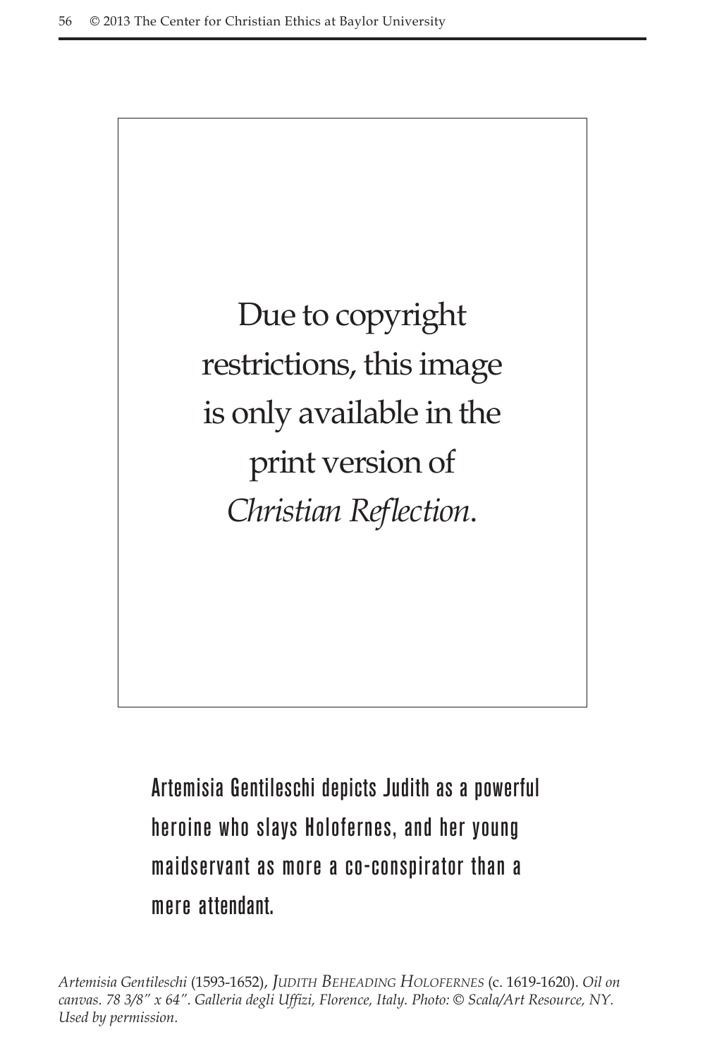Due to copyright restrictions, this image is only available in the print version of *Christian Reflection*.

Artemisia Gentileschi depicts Judith as a powerful heroine who slays Holofernes, and her young maidservant as more a co-conspirator than a mere attendant.

*Artemisia Gentileschi* (1593-1652), *Judith Beheading Holofernes* (c. 1619-1620). *Oil on canvas. 78 3/8″ x 64″. Galleria degli Uffizi, Florence, Italy. Photo: © Scala/Art Resource, NY. Used by permission.*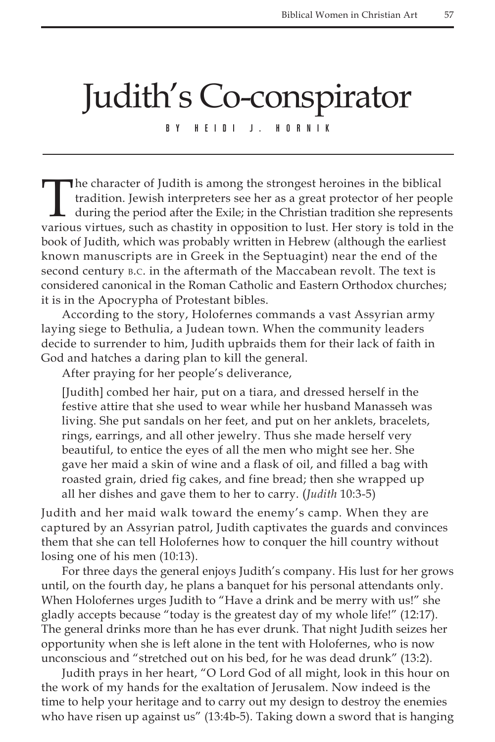# Judith's Co-conspirator

BY HEIDI J. HORNIK

The character of Judith is among the strongest heroines in the biblical tradition. Jewish interpreters see her as a great protector of her people during the period after the Exile; in the Christian tradition she represents various virtues, such as chastity in opposition to lust. Her story is told in the book of Judith, which was probably written in Hebrew (although the earliest known manuscripts are in Greek in the Septuagint) near the end of the second century B.C. in the aftermath of the Maccabean revolt. The text is considered canonical in the Roman Catholic and Eastern Orthodox churches; it is in the Apocrypha of Protestant bibles.

According to the story, Holofernes commands a vast Assyrian army laying siege to Bethulia, a Judean town. When the community leaders decide to surrender to him, Judith upbraids them for their lack of faith in God and hatches a daring plan to kill the general.

After praying for her people's deliverance,

> [Judith] combed her hair, put on a tiara, and dressed herself in the festive attire that she used to wear while her husband Manasseh was living. She put sandals on her feet, and put on her anklets, bracelets, rings, earrings, and all other jewelry. Thus she made herself very beautiful, to entice the eyes of all the men who might see her. She gave her maid a skin of wine and a flask of oil, and filled a bag with roasted grain, dried fig cakes, and fine bread; then she wrapped up all her dishes and gave them to her to carry. (*Judith* 10:3-5)

Judith and her maid walk toward the enemy's camp. When they are captured by an Assyrian patrol, Judith captivates the guards and convinces them that she can tell Holofernes how to conquer the hill country without losing one of his men (10:13).

For three days the general enjoys Judith's company. His lust for her grows until, on the fourth day, he plans a banquet for his personal attendants only. When Holofernes urges Judith to "Have a drink and be merry with us!" she gladly accepts because "today is the greatest day of my whole life!" (12:17). The general drinks more than he has ever drunk. That night Judith seizes her opportunity when she is left alone in the tent with Holofernes, who is now unconscious and "stretched out on his bed, for he was dead drunk" (13:2).

Judith prays in her heart, "O Lord God of all might, look in this hour on the work of my hands for the exaltation of Jerusalem. Now indeed is the time to help your heritage and to carry out my design to destroy the enemies who have risen up against us" (13:4b-5). Taking down a sword that is hanging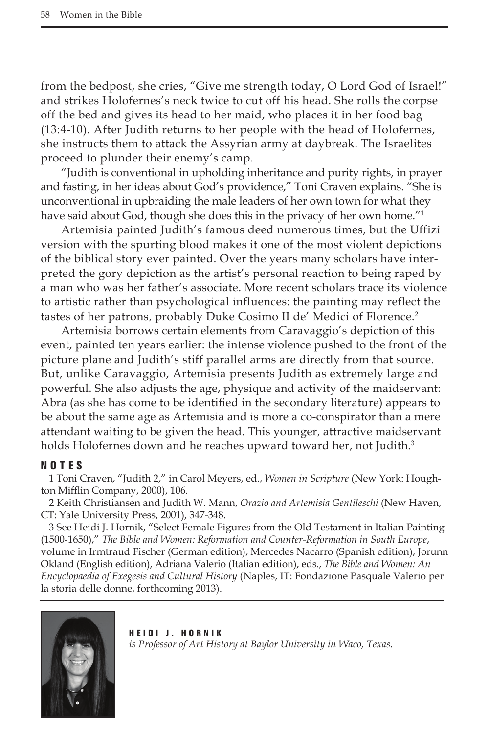from the bedpost, she cries, "Give me strength today, O Lord God of Israel!" and strikes Holofernes's neck twice to cut off his head. She rolls the corpse off the bed and gives its head to her maid, who places it in her food bag (13:4-10). After Judith returns to her people with the head of Holofernes, she instructs them to attack the Assyrian army at daybreak. The Israelites proceed to plunder their enemy's camp.

"Judith is conventional in upholding inheritance and purity rights, in prayer and fasting, in her ideas about God's providence," Toni Craven explains. "She is unconventional in upbraiding the male leaders of her own town for what they have said about God, though she does this in the privacy of her own home."[1]

Artemisia painted Judith's famous deed numerous times, but the Uffizi version with the spurting blood makes it one of the most violent depictions of the biblical story ever painted. Over the years many scholars have interpreted the gory depiction as the artist's personal reaction to being raped by a man who was her father's associate. More recent scholars trace its violence to artistic rather than psychological influences: the painting may reflect the tastes of her patrons, probably Duke Cosimo II de' Medici of Florence.[2]

Artemisia borrows certain elements from Caravaggio's depiction of this event, painted ten years earlier: the intense violence pushed to the front of the picture plane and Judith's stiff parallel arms are directly from that source. But, unlike Caravaggio, Artemisia presents Judith as extremely large and powerful. She also adjusts the age, physique and activity of the maidservant: Abra (as she has come to be identified in the secondary literature) appears to be about the same age as Artemisia and is more a co-conspirator than a mere attendant waiting to be given the head. This younger, attractive maidservant holds Holofernes down and he reaches upward toward her, not Judith.[3]

## NOTES

1 Toni Craven, "Judith 2," in Carol Meyers, ed., *Women in Scripture* (New York: Houghton Mifflin Company, 2000), 106.

2 Keith Christiansen and Judith W. Mann, *Orazio and Artemisia Gentileschi* (New Haven, CT: Yale University Press, 2001), 347-348.

3 See Heidi J. Hornik, "Select Female Figures from the Old Testament in Italian Painting (1500-1650)," *The Bible and Women: Reformation and Counter-Reformation in South Europe*, volume in Irmtraud Fischer (German edition), Mercedes Nacarro (Spanish edition), Jorunn Okland (English edition), Adriana Valerio (Italian edition), eds., *The Bible and Women: An Encyclopaedia of Exegesis and Cultural History* (Naples, IT: Fondazione Pasquale Valerio per la storia delle donne, forthcoming 2013).

**HEIDI J. HORNIK**
*is Professor of Art History at Baylor University in Waco, Texas.*